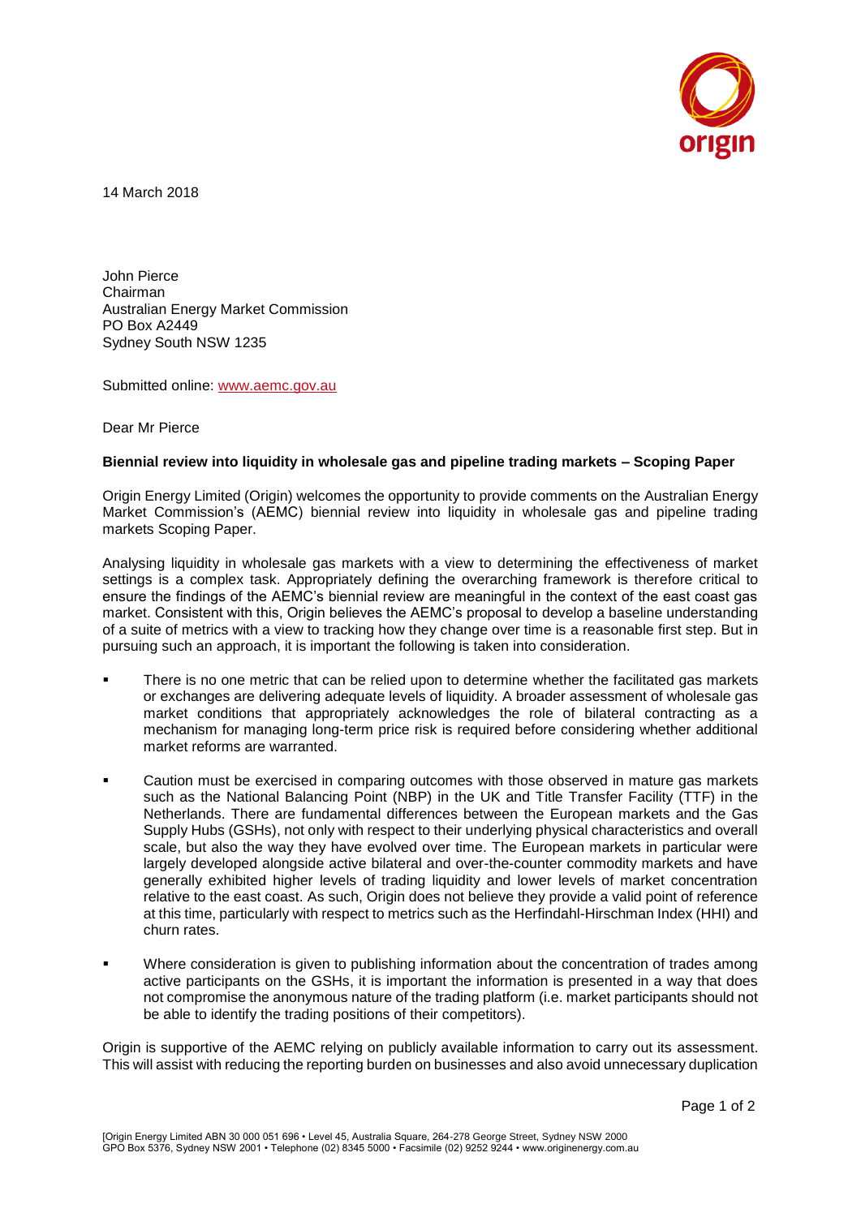14 March 2018

John Pierce
Chairman
Australian Energy Market Commission
PO Box A2449
Sydney South NSW 1235

Submitted online: www.aemc.gov.au

Dear Mr Pierce

**Biennial review into liquidity in wholesale gas and pipeline trading markets – Scoping Paper**

Origin Energy Limited (Origin) welcomes the opportunity to provide comments on the Australian Energy Market Commission's (AEMC) biennial review into liquidity in wholesale gas and pipeline trading markets Scoping Paper.

Analysing liquidity in wholesale gas markets with a view to determining the effectiveness of market settings is a complex task. Appropriately defining the overarching framework is therefore critical to ensure the findings of the AEMC's biennial review are meaningful in the context of the east coast gas market. Consistent with this, Origin believes the AEMC's proposal to develop a baseline understanding of a suite of metrics with a view to tracking how they change over time is a reasonable first step. But in pursuing such an approach, it is important the following is taken into consideration.

- There is no one metric that can be relied upon to determine whether the facilitated gas markets or exchanges are delivering adequate levels of liquidity. A broader assessment of wholesale gas market conditions that appropriately acknowledges the role of bilateral contracting as a mechanism for managing long-term price risk is required before considering whether additional market reforms are warranted.
- Caution must be exercised in comparing outcomes with those observed in mature gas markets such as the National Balancing Point (NBP) in the UK and Title Transfer Facility (TTF) in the Netherlands. There are fundamental differences between the European markets and the Gas Supply Hubs (GSHs), not only with respect to their underlying physical characteristics and overall scale, but also the way they have evolved over time. The European markets in particular were largely developed alongside active bilateral and over-the-counter commodity markets and have generally exhibited higher levels of trading liquidity and lower levels of market concentration relative to the east coast. As such, Origin does not believe they provide a valid point of reference at this time, particularly with respect to metrics such as the Herfindahl-Hirschman Index (HHI) and churn rates.
- Where consideration is given to publishing information about the concentration of trades among active participants on the GSHs, it is important the information is presented in a way that does not compromise the anonymous nature of the trading platform (i.e. market participants should not be able to identify the trading positions of their competitors).

Origin is supportive of the AEMC relying on publicly available information to carry out its assessment. This will assist with reducing the reporting burden on businesses and also avoid unnecessary duplication

[Origin Energy Limited ABN 30 000 051 696 • Level 45, Australia Square, 264-278 George Street, Sydney NSW 2000
GPO Box 5376, Sydney NSW 2001 • Telephone (02) 8345 5000 • Facsimile (02) 9252 9244 • www.originenergy.com.au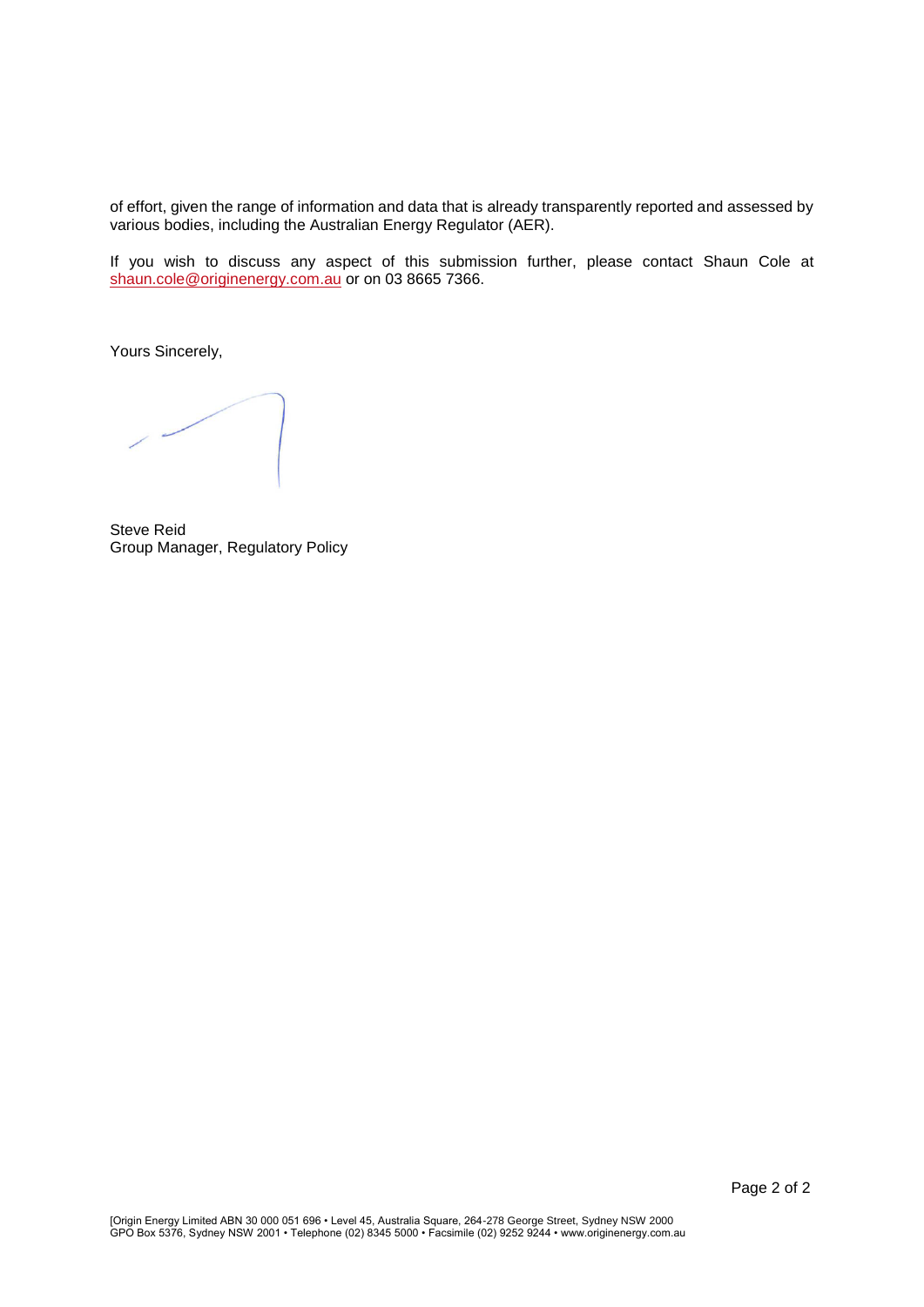of effort, given the range of information and data that is already transparently reported and assessed by various bodies, including the Australian Energy Regulator (AER).

If you wish to discuss any aspect of this submission further, please contact Shaun Cole at shaun.cole@originenergy.com.au or on 03 8665 7366.

Yours Sincerely,

Steve Reid
Group Manager, Regulatory Policy

[Origin Energy Limited ABN 30 000 051 696 • Level 45, Australia Square, 264-278 George Street, Sydney NSW 2000
GPO Box 5376, Sydney NSW 2001 • Telephone (02) 8345 5000 • Facsimile (02) 9252 9244 • www.originenergy.com.au